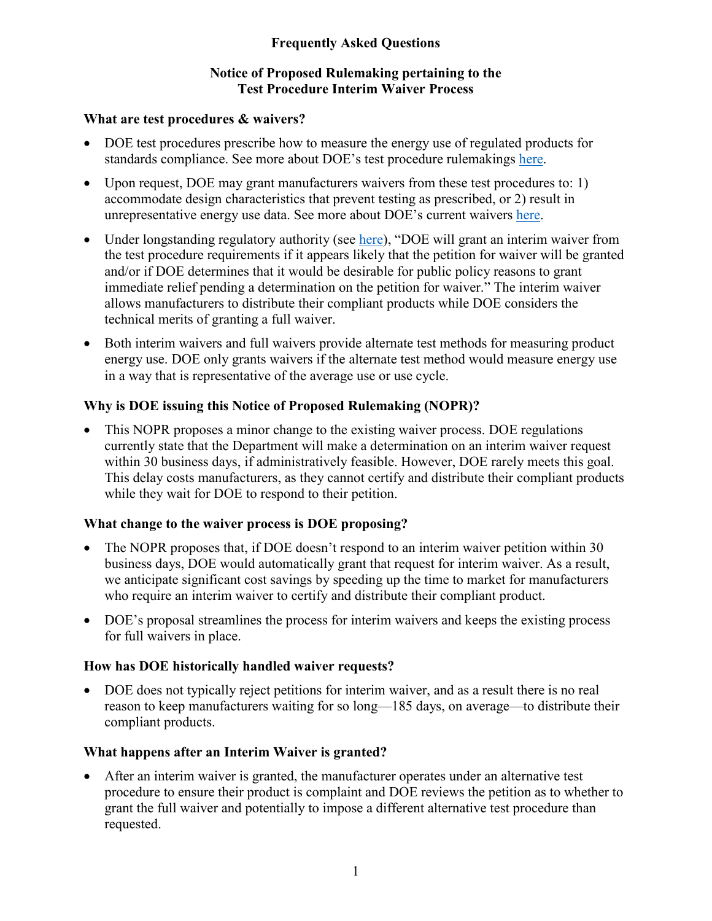# Frequently Asked Questions

## Notice of Proposed Rulemaking pertaining to the Test Procedure Interim Waiver Process

### What are test procedures & waivers?

- DOE test procedures prescribe how to measure the energy use of regulated products for standards compliance. See more about DOE's test procedure rulemakings here.
- Upon request, DOE may grant manufacturers waivers from these test procedures to: 1) accommodate design characteristics that prevent testing as prescribed, or 2) result in unrepresentative energy use data. See more about DOE's current waivers here.
- Under longstanding regulatory authority (see here), "DOE will grant an interim waiver from the test procedure requirements if it appears likely that the petition for waiver will be granted and/or if DOE determines that it would be desirable for public policy reasons to grant immediate relief pending a determination on the petition for waiver." The interim waiver allows manufacturers to distribute their compliant products while DOE considers the technical merits of granting a full waiver.
- Both interim waivers and full waivers provide alternate test methods for measuring product energy use. DOE only grants waivers if the alternate test method would measure energy use in a way that is representative of the average use or use cycle.

### Why is DOE issuing this Notice of Proposed Rulemaking (NOPR)?

- This NOPR proposes a minor change to the existing waiver process. DOE regulations currently state that the Department will make a determination on an interim waiver request within 30 business days, if administratively feasible. However, DOE rarely meets this goal. This delay costs manufacturers, as they cannot certify and distribute their compliant products while they wait for DOE to respond to their petition.

### What change to the waiver process is DOE proposing?

- The NOPR proposes that, if DOE doesn't respond to an interim waiver petition within 30 business days, DOE would automatically grant that request for interim waiver. As a result, we anticipate significant cost savings by speeding up the time to market for manufacturers who require an interim waiver to certify and distribute their compliant product.
- DOE's proposal streamlines the process for interim waivers and keeps the existing process for full waivers in place.

### How has DOE historically handled waiver requests?

- DOE does not typically reject petitions for interim waiver, and as a result there is no real reason to keep manufacturers waiting for so long—185 days, on average—to distribute their compliant products.

### What happens after an Interim Waiver is granted?

- After an interim waiver is granted, the manufacturer operates under an alternative test procedure to ensure their product is complaint and DOE reviews the petition as to whether to grant the full waiver and potentially to impose a different alternative test procedure than requested.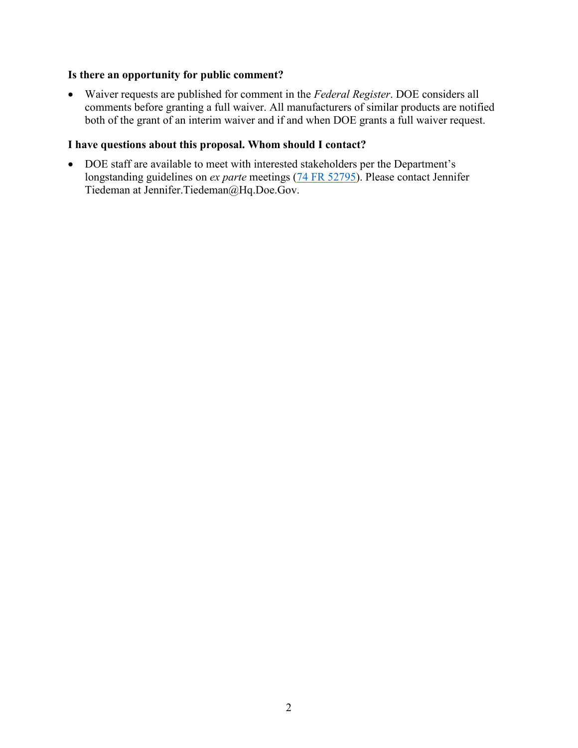**Is there an opportunity for public comment?**

- Waiver requests are published for comment in the *Federal Register*. DOE considers all comments before granting a full waiver. All manufacturers of similar products are notified both of the grant of an interim waiver and if and when DOE grants a full waiver request.

**I have questions about this proposal. Whom should I contact?**

- DOE staff are available to meet with interested stakeholders per the Department's longstanding guidelines on *ex parte* meetings (74 FR 52795). Please contact Jennifer Tiedeman at Jennifer.Tiedeman@Hq.Doe.Gov.